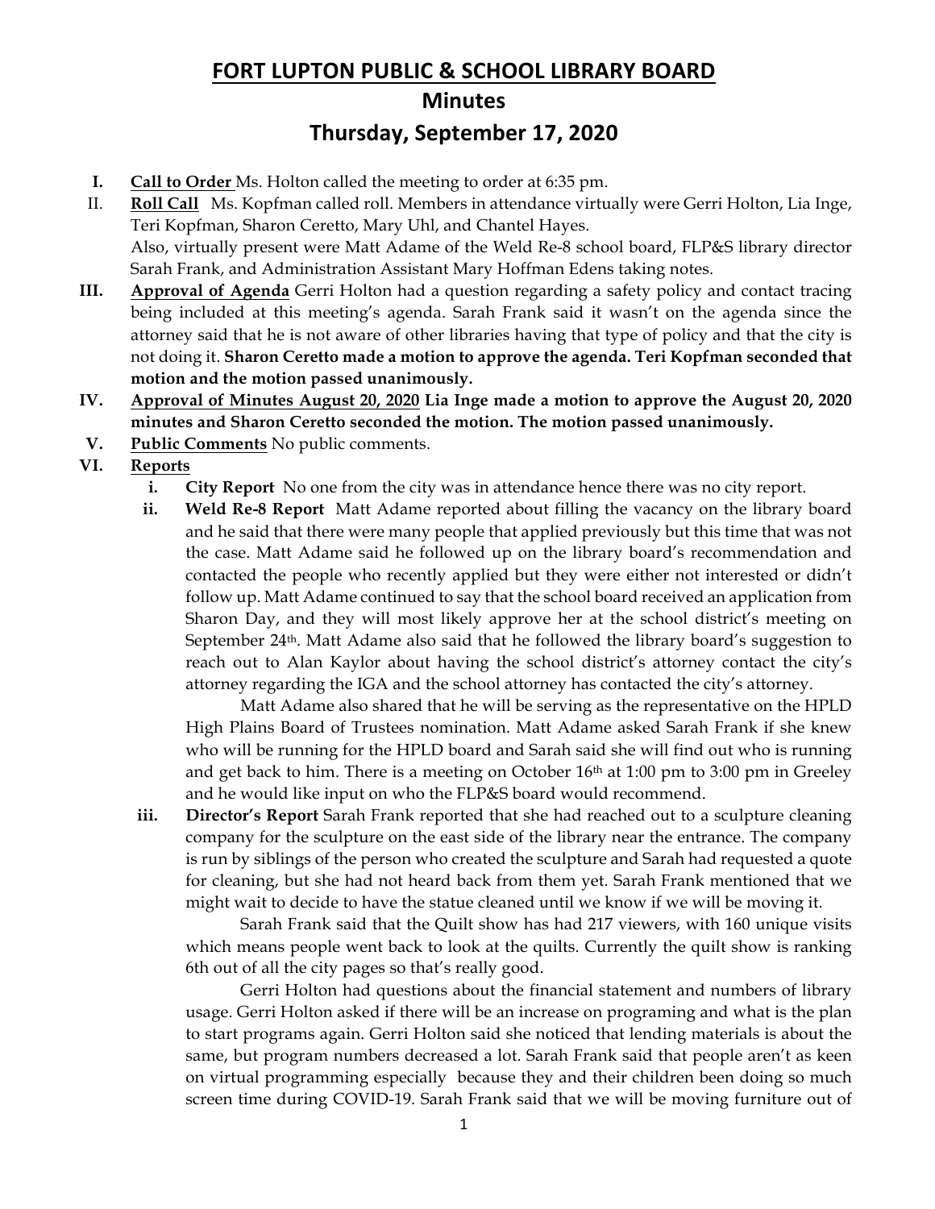# FORT LUPTON PUBLIC & SCHOOL LIBRARY BOARD

## Minutes

## Thursday, September 17, 2020

I. **Call to Order** Ms. Holton called the meeting to order at 6:35 pm.

II. **Roll Call** Ms. Kopfman called roll. Members in attendance virtually were Gerri Holton, Lia Inge, Teri Kopfman, Sharon Ceretto, Mary Uhl, and Chantel Hayes.
Also, virtually present were Matt Adame of the Weld Re-8 school board, FLP&S library director Sarah Frank, and Administration Assistant Mary Hoffman Edens taking notes.

III. **Approval of Agenda** Gerri Holton had a question regarding a safety policy and contact tracing being included at this meeting's agenda. Sarah Frank said it wasn't on the agenda since the attorney said that he is not aware of other libraries having that type of policy and that the city is not doing it. **Sharon Ceretto made a motion to approve the agenda. Teri Kopfman seconded that motion and the motion passed unanimously.**

IV. **Approval of Minutes August 20, 2020** **Lia Inge made a motion to approve the August 20, 2020 minutes and Sharon Ceretto seconded the motion. The motion passed unanimously.**

V. **Public Comments** No public comments.

VI. **Reports**

i. **City Report** No one from the city was in attendance hence there was no city report.

ii. **Weld Re-8 Report** Matt Adame reported about filling the vacancy on the library board and he said that there were many people that applied previously but this time that was not the case. Matt Adame said he followed up on the library board's recommendation and contacted the people who recently applied but they were either not interested or didn't follow up. Matt Adame continued to say that the school board received an application from Sharon Day, and they will most likely approve her at the school district's meeting on September 24th. Matt Adame also said that he followed the library board's suggestion to reach out to Alan Kaylor about having the school district's attorney contact the city's attorney regarding the IGA and the school attorney has contacted the city's attorney.

Matt Adame also shared that he will be serving as the representative on the HPLD High Plains Board of Trustees nomination. Matt Adame asked Sarah Frank if she knew who will be running for the HPLD board and Sarah said she will find out who is running and get back to him. There is a meeting on October 16th at 1:00 pm to 3:00 pm in Greeley and he would like input on who the FLP&S board would recommend.

iii. **Director's Report** Sarah Frank reported that she had reached out to a sculpture cleaning company for the sculpture on the east side of the library near the entrance. The company is run by siblings of the person who created the sculpture and Sarah had requested a quote for cleaning, but she had not heard back from them yet. Sarah Frank mentioned that we might wait to decide to have the statue cleaned until we know if we will be moving it.

Sarah Frank said that the Quilt show has had 217 viewers, with 160 unique visits which means people went back to look at the quilts. Currently the quilt show is ranking 6th out of all the city pages so that's really good.

Gerri Holton had questions about the financial statement and numbers of library usage. Gerri Holton asked if there will be an increase on programing and what is the plan to start programs again. Gerri Holton said she noticed that lending materials is about the same, but program numbers decreased a lot. Sarah Frank said that people aren't as keen on virtual programming especially because they and their children been doing so much screen time during COVID-19. Sarah Frank said that we will be moving furniture out of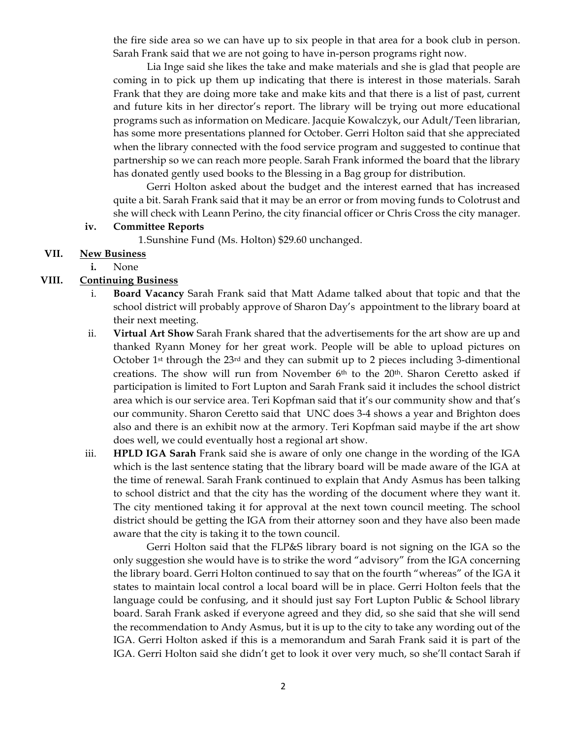the fire side area so we can have up to six people in that area for a book club in person. Sarah Frank said that we are not going to have in-person programs right now.

Lia Inge said she likes the take and make materials and she is glad that people are coming in to pick up them up indicating that there is interest in those materials. Sarah Frank that they are doing more take and make kits and that there is a list of past, current and future kits in her director's report. The library will be trying out more educational programs such as information on Medicare. Jacquie Kowalczyk, our Adult/Teen librarian, has some more presentations planned for October. Gerri Holton said that she appreciated when the library connected with the food service program and suggested to continue that partnership so we can reach more people. Sarah Frank informed the board that the library has donated gently used books to the Blessing in a Bag group for distribution.

Gerri Holton asked about the budget and the interest earned that has increased quite a bit. Sarah Frank said that it may be an error or from moving funds to Colotrust and she will check with Leann Perino, the city financial officer or Chris Cross the city manager.

**iv. Committee Reports**

1. Sunshine Fund (Ms. Holton) $29.60 unchanged.

**VII. <u>New Business</u>**

**i.** None

**VIII. <u>Continuing Business</u>**

i. **Board Vacancy** Sarah Frank said that Matt Adame talked about that topic and that the school district will probably approve of Sharon Day's appointment to the library board at their next meeting.

ii. **Virtual Art Show** Sarah Frank shared that the advertisements for the art show are up and thanked Ryann Money for her great work. People will be able to upload pictures on October 1st through the 23rd and they can submit up to 2 pieces including 3-dimentional creations. The show will run from November 6th to the 20th. Sharon Ceretto asked if participation is limited to Fort Lupton and Sarah Frank said it includes the school district area which is our service area. Teri Kopfman said that it's our community show and that's our community. Sharon Ceretto said that UNC does 3-4 shows a year and Brighton does also and there is an exhibit now at the armory. Teri Kopfman said maybe if the art show does well, we could eventually host a regional art show.

iii. **HPLD IGA Sarah** Frank said she is aware of only one change in the wording of the IGA which is the last sentence stating that the library board will be made aware of the IGA at the time of renewal. Sarah Frank continued to explain that Andy Asmus has been talking to school district and that the city has the wording of the document where they want it. The city mentioned taking it for approval at the next town council meeting. The school district should be getting the IGA from their attorney soon and they have also been made aware that the city is taking it to the town council.

Gerri Holton said that the FLP&S library board is not signing on the IGA so the only suggestion she would have is to strike the word "advisory" from the IGA concerning the library board. Gerri Holton continued to say that on the fourth "whereas" of the IGA it states to maintain local control a local board will be in place. Gerri Holton feels that the language could be confusing, and it should just say Fort Lupton Public & School library board. Sarah Frank asked if everyone agreed and they did, so she said that she will send the recommendation to Andy Asmus, but it is up to the city to take any wording out of the IGA. Gerri Holton asked if this is a memorandum and Sarah Frank said it is part of the IGA. Gerri Holton said she didn't get to look it over very much, so she'll contact Sarah if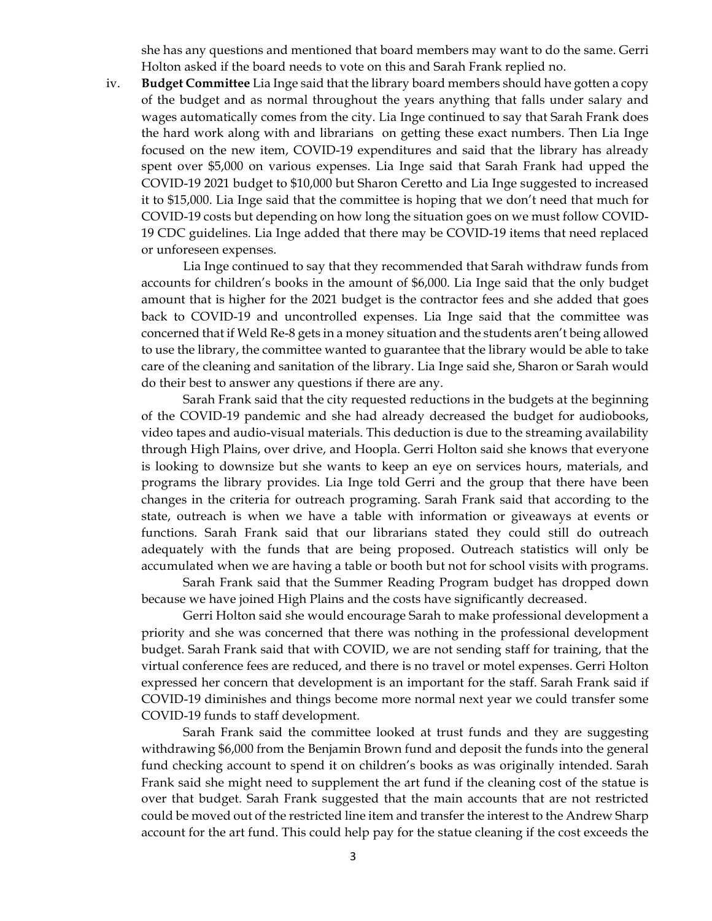she has any questions and mentioned that board members may want to do the same. Gerri Holton asked if the board needs to vote on this and Sarah Frank replied no.

iv. **Budget Committee** Lia Inge said that the library board members should have gotten a copy of the budget and as normal throughout the years anything that falls under salary and wages automatically comes from the city. Lia Inge continued to say that Sarah Frank does the hard work along with and librarians on getting these exact numbers. Then Lia Inge focused on the new item, COVID-19 expenditures and said that the library has already spent over $5,000 on various expenses. Lia Inge said that Sarah Frank had upped the COVID-19 2021 budget to $10,000 but Sharon Ceretto and Lia Inge suggested to increased it to $15,000. Lia Inge said that the committee is hoping that we don't need that much for COVID-19 costs but depending on how long the situation goes on we must follow COVID-19 CDC guidelines. Lia Inge added that there may be COVID-19 items that need replaced or unforeseen expenses.

Lia Inge continued to say that they recommended that Sarah withdraw funds from accounts for children's books in the amount of $6,000. Lia Inge said that the only budget amount that is higher for the 2021 budget is the contractor fees and she added that goes back to COVID-19 and uncontrolled expenses. Lia Inge said that the committee was concerned that if Weld Re-8 gets in a money situation and the students aren't being allowed to use the library, the committee wanted to guarantee that the library would be able to take care of the cleaning and sanitation of the library. Lia Inge said she, Sharon or Sarah would do their best to answer any questions if there are any.

Sarah Frank said that the city requested reductions in the budgets at the beginning of the COVID-19 pandemic and she had already decreased the budget for audiobooks, video tapes and audio-visual materials. This deduction is due to the streaming availability through High Plains, over drive, and Hoopla. Gerri Holton said she knows that everyone is looking to downsize but she wants to keep an eye on services hours, materials, and programs the library provides. Lia Inge told Gerri and the group that there have been changes in the criteria for outreach programing. Sarah Frank said that according to the state, outreach is when we have a table with information or giveaways at events or functions. Sarah Frank said that our librarians stated they could still do outreach adequately with the funds that are being proposed. Outreach statistics will only be accumulated when we are having a table or booth but not for school visits with programs.

Sarah Frank said that the Summer Reading Program budget has dropped down because we have joined High Plains and the costs have significantly decreased.

Gerri Holton said she would encourage Sarah to make professional development a priority and she was concerned that there was nothing in the professional development budget. Sarah Frank said that with COVID, we are not sending staff for training, that the virtual conference fees are reduced, and there is no travel or motel expenses. Gerri Holton expressed her concern that development is an important for the staff. Sarah Frank said if COVID-19 diminishes and things become more normal next year we could transfer some COVID-19 funds to staff development.

Sarah Frank said the committee looked at trust funds and they are suggesting withdrawing $6,000 from the Benjamin Brown fund and deposit the funds into the general fund checking account to spend it on children's books as was originally intended. Sarah Frank said she might need to supplement the art fund if the cleaning cost of the statue is over that budget. Sarah Frank suggested that the main accounts that are not restricted could be moved out of the restricted line item and transfer the interest to the Andrew Sharp account for the art fund. This could help pay for the statue cleaning if the cost exceeds the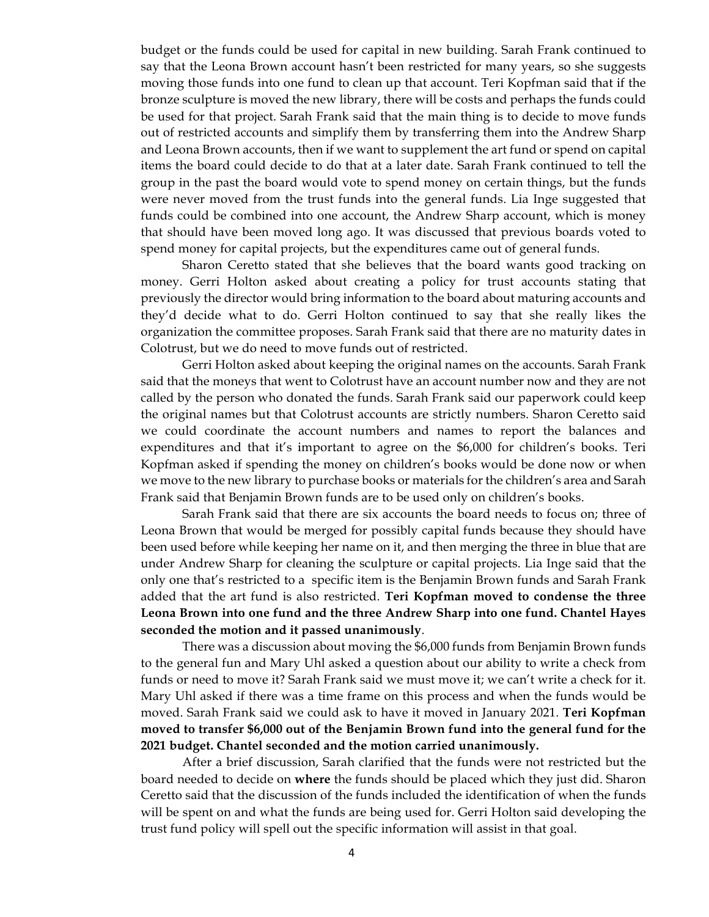budget or the funds could be used for capital in new building. Sarah Frank continued to say that the Leona Brown account hasn't been restricted for many years, so she suggests moving those funds into one fund to clean up that account. Teri Kopfman said that if the bronze sculpture is moved the new library, there will be costs and perhaps the funds could be used for that project. Sarah Frank said that the main thing is to decide to move funds out of restricted accounts and simplify them by transferring them into the Andrew Sharp and Leona Brown accounts, then if we want to supplement the art fund or spend on capital items the board could decide to do that at a later date. Sarah Frank continued to tell the group in the past the board would vote to spend money on certain things, but the funds were never moved from the trust funds into the general funds. Lia Inge suggested that funds could be combined into one account, the Andrew Sharp account, which is money that should have been moved long ago. It was discussed that previous boards voted to spend money for capital projects, but the expenditures came out of general funds.

Sharon Ceretto stated that she believes that the board wants good tracking on money. Gerri Holton asked about creating a policy for trust accounts stating that previously the director would bring information to the board about maturing accounts and they'd decide what to do. Gerri Holton continued to say that she really likes the organization the committee proposes. Sarah Frank said that there are no maturity dates in Colotrust, but we do need to move funds out of restricted.

Gerri Holton asked about keeping the original names on the accounts. Sarah Frank said that the moneys that went to Colotrust have an account number now and they are not called by the person who donated the funds. Sarah Frank said our paperwork could keep the original names but that Colotrust accounts are strictly numbers. Sharon Ceretto said we could coordinate the account numbers and names to report the balances and expenditures and that it's important to agree on the $6,000 for children's books. Teri Kopfman asked if spending the money on children's books would be done now or when we move to the new library to purchase books or materials for the children's area and Sarah Frank said that Benjamin Brown funds are to be used only on children's books.

Sarah Frank said that there are six accounts the board needs to focus on; three of Leona Brown that would be merged for possibly capital funds because they should have been used before while keeping her name on it, and then merging the three in blue that are under Andrew Sharp for cleaning the sculpture or capital projects. Lia Inge said that the only one that's restricted to a specific item is the Benjamin Brown funds and Sarah Frank added that the art fund is also restricted. **Teri Kopfman moved to condense the three Leona Brown into one fund and the three Andrew Sharp into one fund. Chantel Hayes seconded the motion and it passed unanimously**.

There was a discussion about moving the $6,000 funds from Benjamin Brown funds to the general fun and Mary Uhl asked a question about our ability to write a check from funds or need to move it? Sarah Frank said we must move it; we can't write a check for it. Mary Uhl asked if there was a time frame on this process and when the funds would be moved. Sarah Frank said we could ask to have it moved in January 2021. **Teri Kopfman moved to transfer $6,000 out of the Benjamin Brown fund into the general fund for the 2021 budget. Chantel seconded and the motion carried unanimously.**

After a brief discussion, Sarah clarified that the funds were not restricted but the board needed to decide on **where** the funds should be placed which they just did. Sharon Ceretto said that the discussion of the funds included the identification of when the funds will be spent on and what the funds are being used for. Gerri Holton said developing the trust fund policy will spell out the specific information will assist in that goal.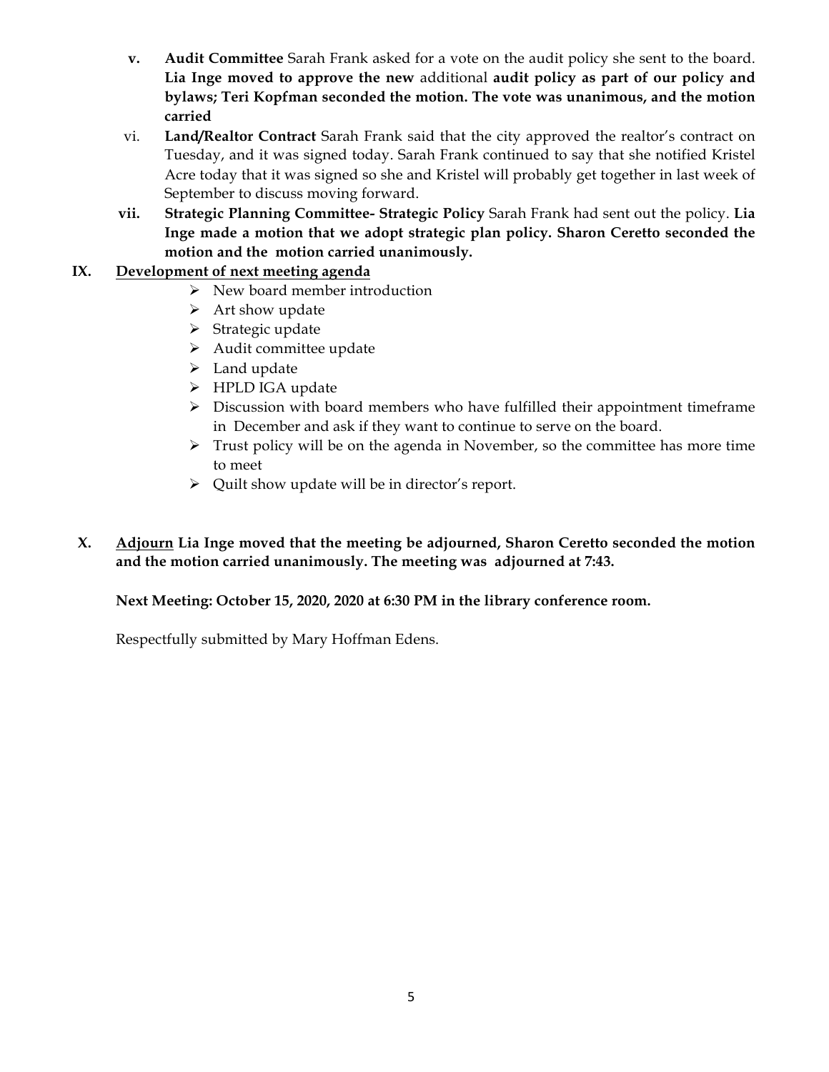- **v. Audit Committee** Sarah Frank asked for a vote on the audit policy she sent to the board. **Lia Inge moved to approve the new** additional **audit policy as part of our policy and bylaws; Teri Kopfman seconded the motion. The vote was unanimous, and the motion carried**
- vi. **Land/Realtor Contract** Sarah Frank said that the city approved the realtor's contract on Tuesday, and it was signed today. Sarah Frank continued to say that she notified Kristel Acre today that it was signed so she and Kristel will probably get together in last week of September to discuss moving forward.
- **vii. Strategic Planning Committee- Strategic Policy** Sarah Frank had sent out the policy. **Lia Inge made a motion that we adopt strategic plan policy. Sharon Ceretto seconded the motion and the motion carried unanimously.**

**IX. <u>Development of next meeting agenda</u>**

- New board member introduction
- Art show update
- Strategic update
- Audit committee update
- Land update
- HPLD IGA update
- Discussion with board members who have fulfilled their appointment timeframe in December and ask if they want to continue to serve on the board.
- Trust policy will be on the agenda in November, so the committee has more time to meet
- Quilt show update will be in director's report.

**X. <u>Adjourn</u> Lia Inge moved that the meeting be adjourned, Sharon Ceretto seconded the motion and the motion carried unanimously. The meeting was adjourned at 7:43.**

**Next Meeting: October 15, 2020, 2020 at 6:30 PM in the library conference room.**

Respectfully submitted by Mary Hoffman Edens.